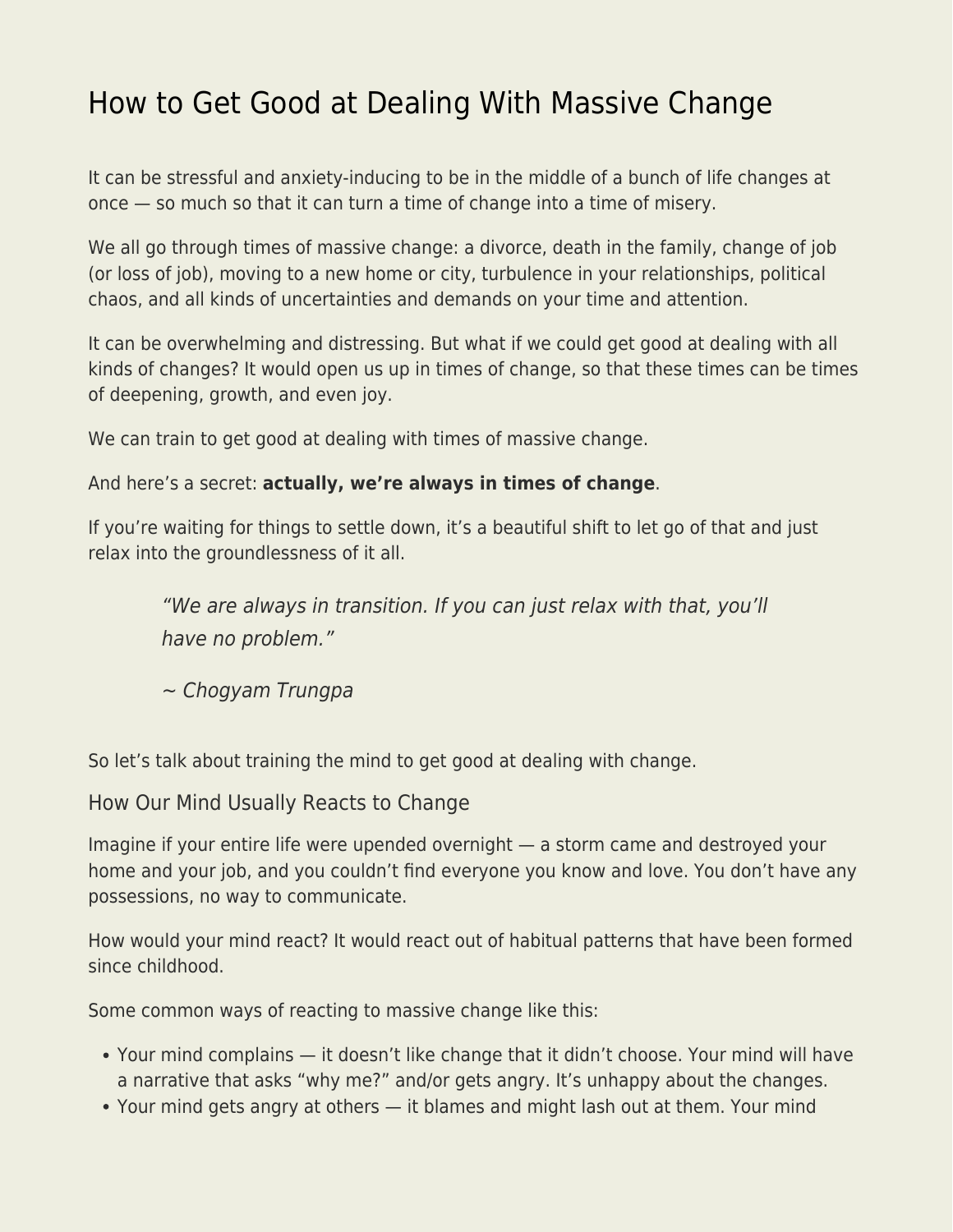# How to Get Good at Dealing With Massive Change

It can be stressful and anxiety-inducing to be in the middle of a bunch of life changes at once — so much so that it can turn a time of change into a time of misery.

We all go through times of massive change: a divorce, death in the family, change of job (or loss of job), moving to a new home or city, turbulence in your relationships, political chaos, and all kinds of uncertainties and demands on your time and attention.

It can be overwhelming and distressing. But what if we could get good at dealing with all kinds of changes? It would open us up in times of change, so that these times can be times of deepening, growth, and even joy.

We can train to get good at dealing with times of massive change.

And here's a secret: **actually, we're always in times of change**.

If you're waiting for things to settle down, it's a beautiful shift to let go of that and just relax into the groundlessness of it all.

> *"We are always in transition. If you can just relax with that, you'll have no problem."*
>
> *~ Chogyam Trungpa*

So let's talk about training the mind to get good at dealing with change.

## How Our Mind Usually Reacts to Change

Imagine if your entire life were upended overnight — a storm came and destroyed your home and your job, and you couldn't find everyone you know and love. You don't have any possessions, no way to communicate.

How would your mind react? It would react out of habitual patterns that have been formed since childhood.

Some common ways of reacting to massive change like this:

- Your mind complains — it doesn't like change that it didn't choose. Your mind will have a narrative that asks "why me?" and/or gets angry. It's unhappy about the changes.
- Your mind gets angry at others — it blames and might lash out at them. Your mind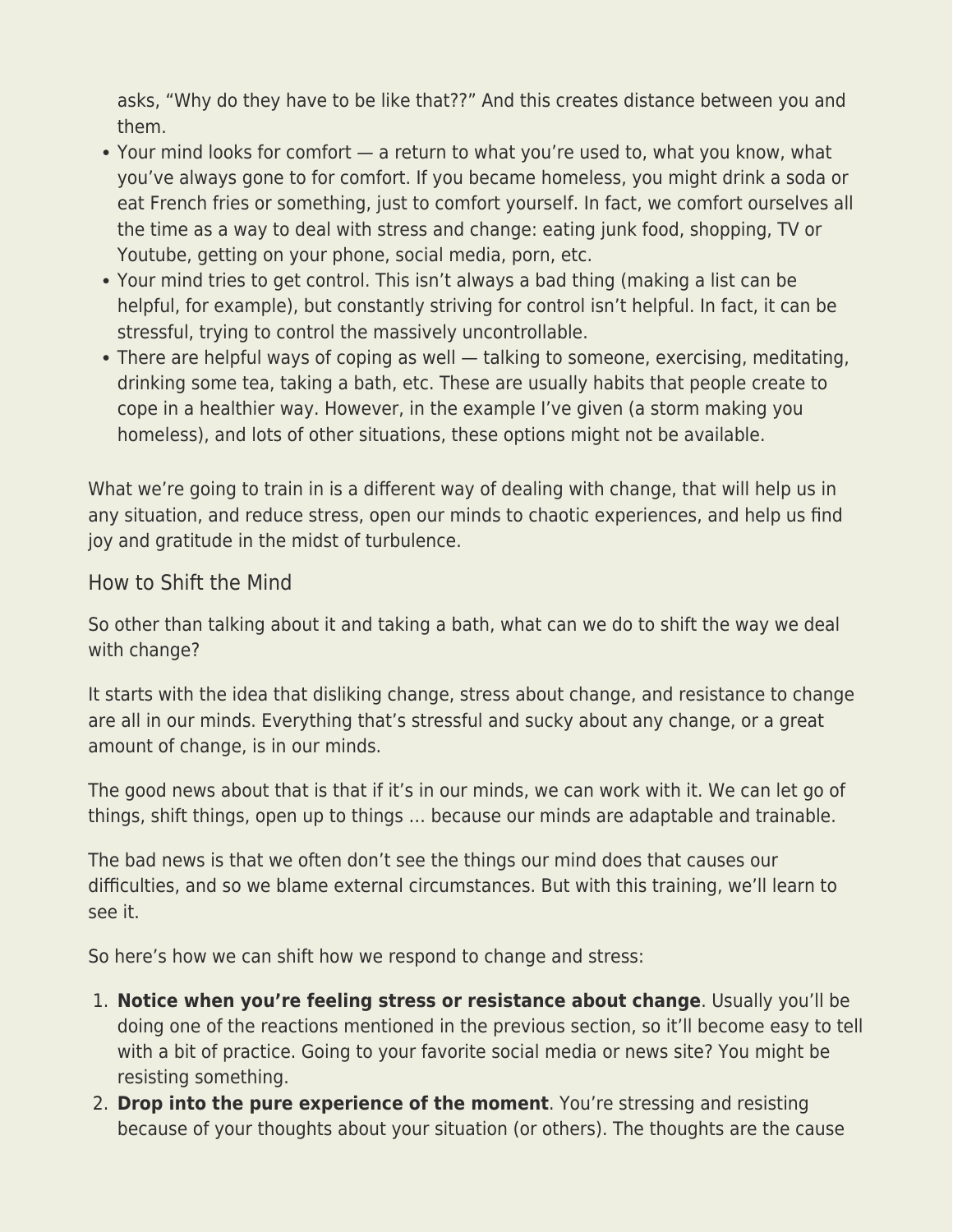asks, "Why do they have to be like that??" And this creates distance between you and them.

- Your mind looks for comfort — a return to what you're used to, what you know, what you've always gone to for comfort. If you became homeless, you might drink a soda or eat French fries or something, just to comfort yourself. In fact, we comfort ourselves all the time as a way to deal with stress and change: eating junk food, shopping, TV or Youtube, getting on your phone, social media, porn, etc.
- Your mind tries to get control. This isn't always a bad thing (making a list can be helpful, for example), but constantly striving for control isn't helpful. In fact, it can be stressful, trying to control the massively uncontrollable.
- There are helpful ways of coping as well — talking to someone, exercising, meditating, drinking some tea, taking a bath, etc. These are usually habits that people create to cope in a healthier way. However, in the example I've given (a storm making you homeless), and lots of other situations, these options might not be available.

What we're going to train in is a different way of dealing with change, that will help us in any situation, and reduce stress, open our minds to chaotic experiences, and help us find joy and gratitude in the midst of turbulence.

### How to Shift the Mind

So other than talking about it and taking a bath, what can we do to shift the way we deal with change?

It starts with the idea that disliking change, stress about change, and resistance to change are all in our minds. Everything that's stressful and sucky about any change, or a great amount of change, is in our minds.

The good news about that is that if it's in our minds, we can work with it. We can let go of things, shift things, open up to things … because our minds are adaptable and trainable.

The bad news is that we often don't see the things our mind does that causes our difficulties, and so we blame external circumstances. But with this training, we'll learn to see it.

So here's how we can shift how we respond to change and stress:

1. **Notice when you're feeling stress or resistance about change**. Usually you'll be doing one of the reactions mentioned in the previous section, so it'll become easy to tell with a bit of practice. Going to your favorite social media or news site? You might be resisting something.
2. **Drop into the pure experience of the moment**. You're stressing and resisting because of your thoughts about your situation (or others). The thoughts are the cause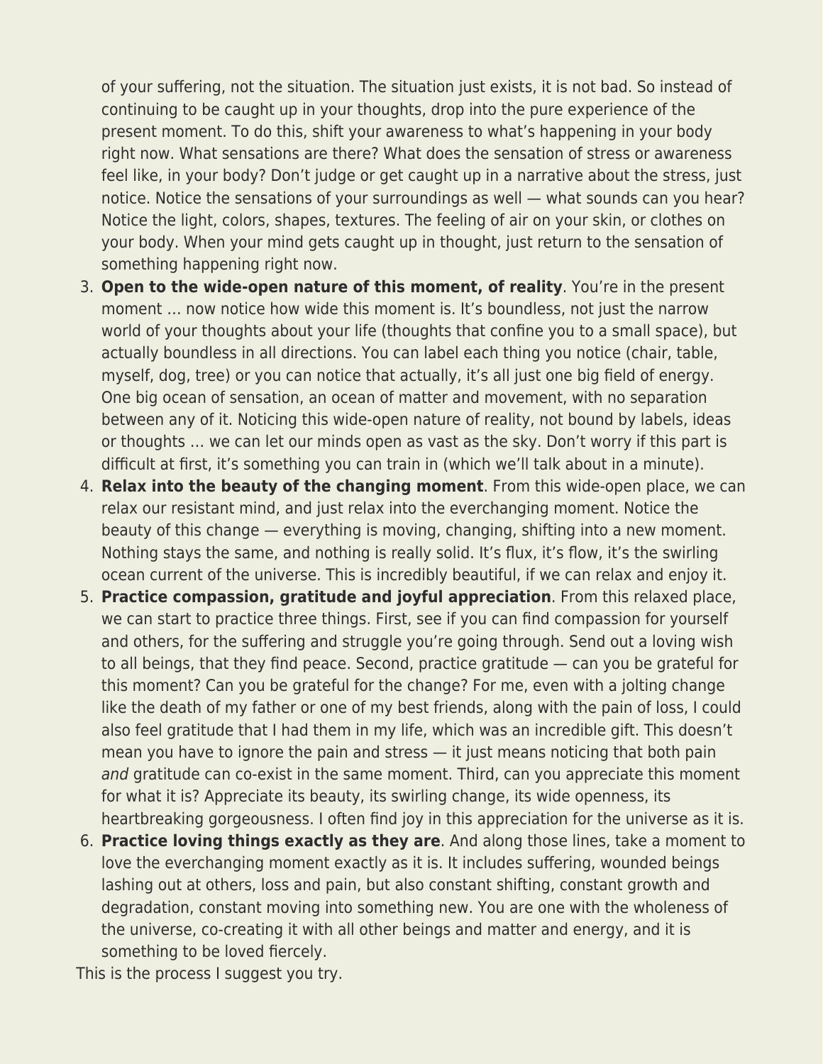of your suffering, not the situation. The situation just exists, it is not bad. So instead of continuing to be caught up in your thoughts, drop into the pure experience of the present moment. To do this, shift your awareness to what's happening in your body right now. What sensations are there? What does the sensation of stress or awareness feel like, in your body? Don't judge or get caught up in a narrative about the stress, just notice. Notice the sensations of your surroundings as well — what sounds can you hear? Notice the light, colors, shapes, textures. The feeling of air on your skin, or clothes on your body. When your mind gets caught up in thought, just return to the sensation of something happening right now.

3. **Open to the wide-open nature of this moment, of reality**. You're in the present moment … now notice how wide this moment is. It's boundless, not just the narrow world of your thoughts about your life (thoughts that confine you to a small space), but actually boundless in all directions. You can label each thing you notice (chair, table, myself, dog, tree) or you can notice that actually, it's all just one big field of energy. One big ocean of sensation, an ocean of matter and movement, with no separation between any of it. Noticing this wide-open nature of reality, not bound by labels, ideas or thoughts … we can let our minds open as vast as the sky. Don't worry if this part is difficult at first, it's something you can train in (which we'll talk about in a minute).
4. **Relax into the beauty of the changing moment**. From this wide-open place, we can relax our resistant mind, and just relax into the everchanging moment. Notice the beauty of this change — everything is moving, changing, shifting into a new moment. Nothing stays the same, and nothing is really solid. It's flux, it's flow, it's the swirling ocean current of the universe. This is incredibly beautiful, if we can relax and enjoy it.
5. **Practice compassion, gratitude and joyful appreciation**. From this relaxed place, we can start to practice three things. First, see if you can find compassion for yourself and others, for the suffering and struggle you're going through. Send out a loving wish to all beings, that they find peace. Second, practice gratitude — can you be grateful for this moment? Can you be grateful for the change? For me, even with a jolting change like the death of my father or one of my best friends, along with the pain of loss, I could also feel gratitude that I had them in my life, which was an incredible gift. This doesn't mean you have to ignore the pain and stress — it just means noticing that both pain *and* gratitude can co-exist in the same moment. Third, can you appreciate this moment for what it is? Appreciate its beauty, its swirling change, its wide openness, its heartbreaking gorgeousness. I often find joy in this appreciation for the universe as it is.
6. **Practice loving things exactly as they are**. And along those lines, take a moment to love the everchanging moment exactly as it is. It includes suffering, wounded beings lashing out at others, loss and pain, but also constant shifting, constant growth and degradation, constant moving into something new. You are one with the wholeness of the universe, co-creating it with all other beings and matter and energy, and it is something to be loved fiercely.

This is the process I suggest you try.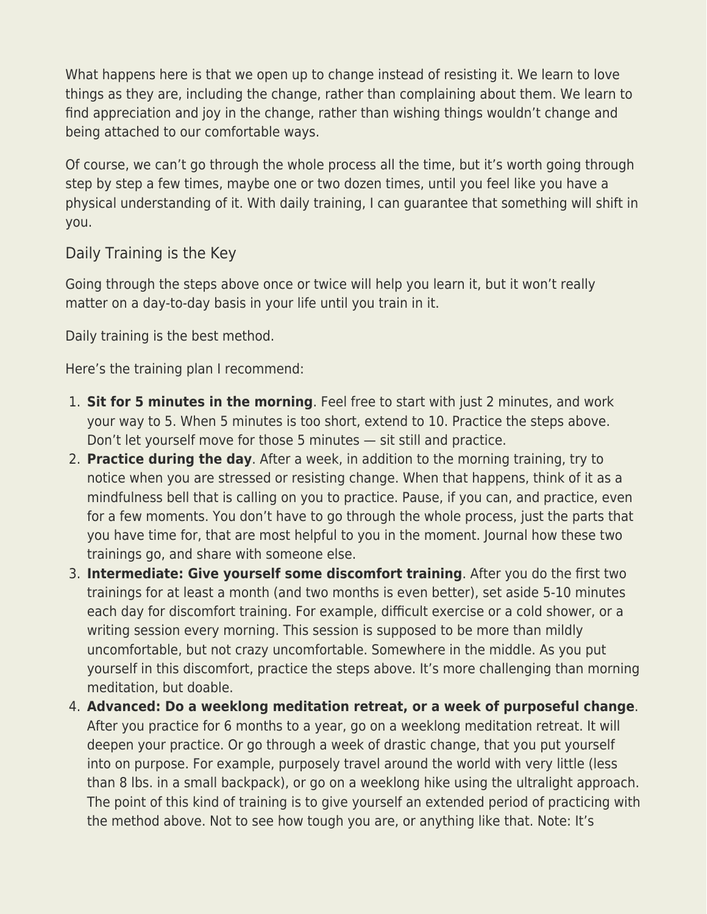What happens here is that we open up to change instead of resisting it. We learn to love things as they are, including the change, rather than complaining about them. We learn to find appreciation and joy in the change, rather than wishing things wouldn't change and being attached to our comfortable ways.

Of course, we can't go through the whole process all the time, but it's worth going through step by step a few times, maybe one or two dozen times, until you feel like you have a physical understanding of it. With daily training, I can guarantee that something will shift in you.

## Daily Training is the Key

Going through the steps above once or twice will help you learn it, but it won't really matter on a day-to-day basis in your life until you train in it.

Daily training is the best method.

Here's the training plan I recommend:

1. **Sit for 5 minutes in the morning**. Feel free to start with just 2 minutes, and work your way to 5. When 5 minutes is too short, extend to 10. Practice the steps above. Don't let yourself move for those 5 minutes — sit still and practice.
2. **Practice during the day**. After a week, in addition to the morning training, try to notice when you are stressed or resisting change. When that happens, think of it as a mindfulness bell that is calling on you to practice. Pause, if you can, and practice, even for a few moments. You don't have to go through the whole process, just the parts that you have time for, that are most helpful to you in the moment. Journal how these two trainings go, and share with someone else.
3. **Intermediate: Give yourself some discomfort training**. After you do the first two trainings for at least a month (and two months is even better), set aside 5-10 minutes each day for discomfort training. For example, difficult exercise or a cold shower, or a writing session every morning. This session is supposed to be more than mildly uncomfortable, but not crazy uncomfortable. Somewhere in the middle. As you put yourself in this discomfort, practice the steps above. It's more challenging than morning meditation, but doable.
4. **Advanced: Do a weeklong meditation retreat, or a week of purposeful change**. After you practice for 6 months to a year, go on a weeklong meditation retreat. It will deepen your practice. Or go through a week of drastic change, that you put yourself into on purpose. For example, purposely travel around the world with very little (less than 8 lbs. in a small backpack), or go on a weeklong hike using the ultralight approach. The point of this kind of training is to give yourself an extended period of practicing with the method above. Not to see how tough you are, or anything like that. Note: It's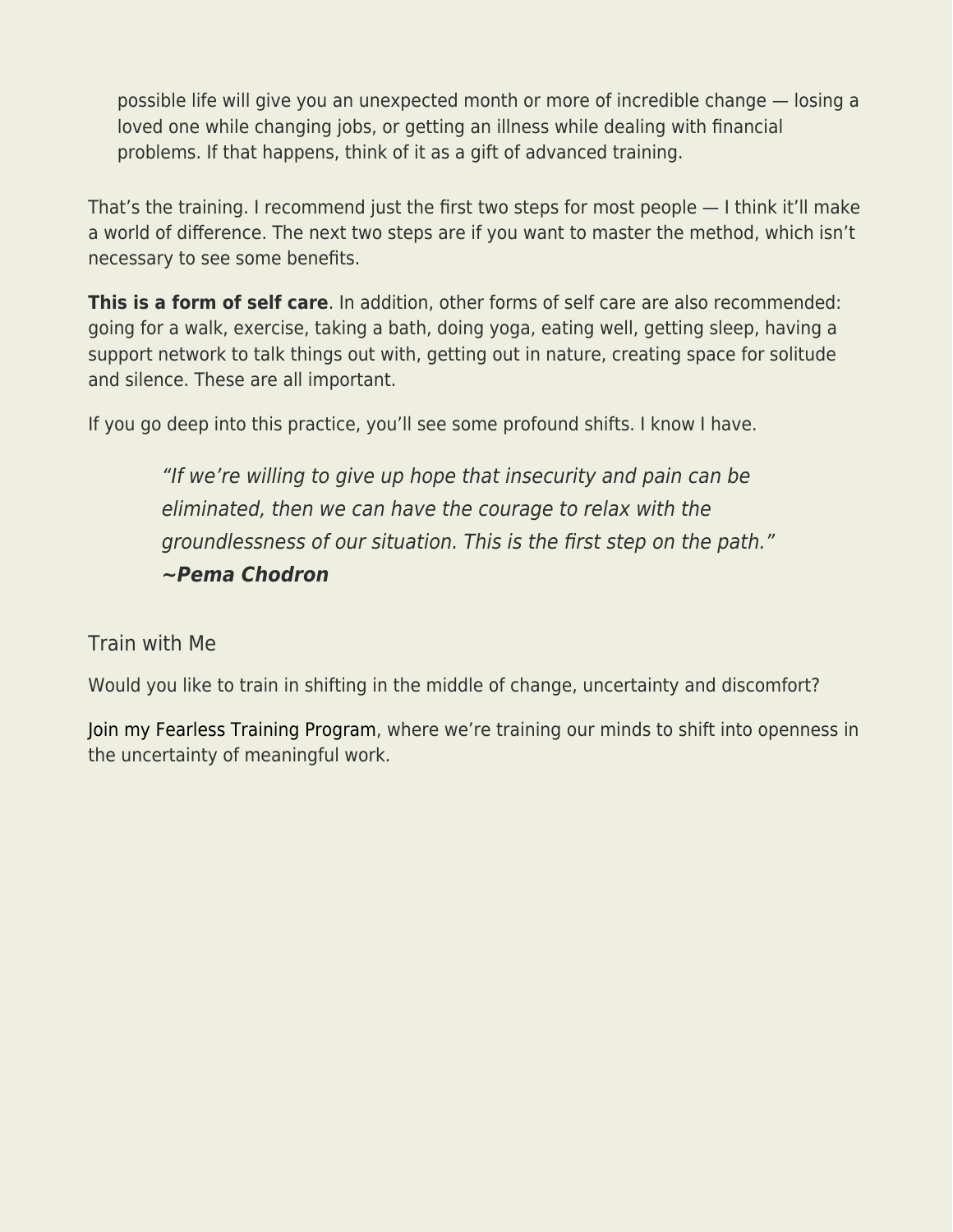> possible life will give you an unexpected month or more of incredible change — losing a loved one while changing jobs, or getting an illness while dealing with financial problems. If that happens, think of it as a gift of advanced training.

That's the training. I recommend just the first two steps for most people — I think it'll make a world of difference. The next two steps are if you want to master the method, which isn't necessary to see some benefits.

**This is a form of self care**. In addition, other forms of self care are also recommended: going for a walk, exercise, taking a bath, doing yoga, eating well, getting sleep, having a support network to talk things out with, getting out in nature, creating space for solitude and silence. These are all important.

If you go deep into this practice, you'll see some profound shifts. I know I have.

> *"If we're willing to give up hope that insecurity and pain can be eliminated, then we can have the courage to relax with the groundlessness of our situation. This is the first step on the path."*
> ***~Pema Chodron***

## Train with Me

Would you like to train in shifting in the middle of change, uncertainty and discomfort?

Join my Fearless Training Program, where we're training our minds to shift into openness in the uncertainty of meaningful work.